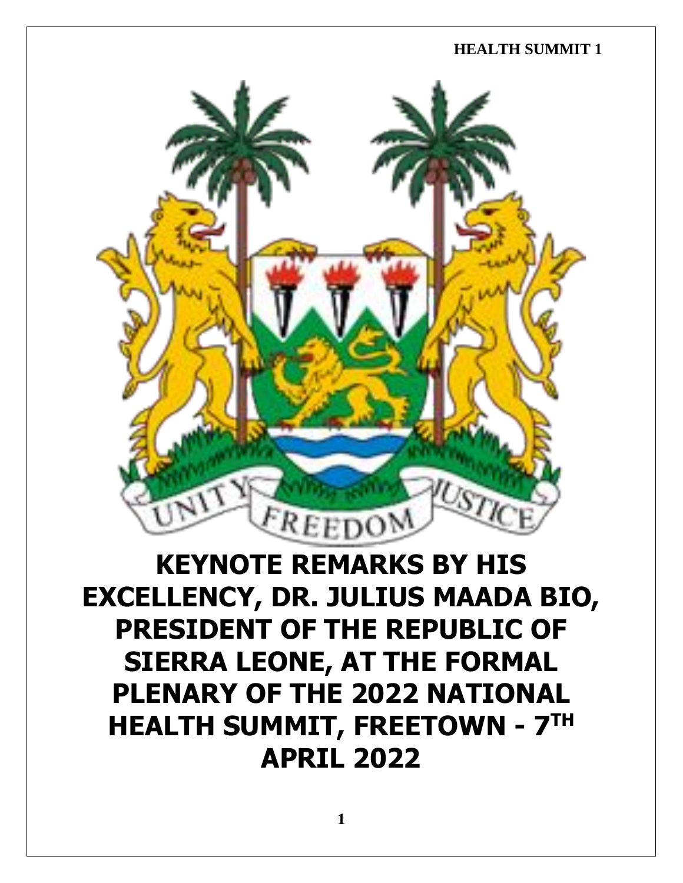# KEYNOTE REMARKS BY HIS EXCELLENCY, DR. JULIUS MAADA BIO, PRESIDENT OF THE REPUBLIC OF SIERRA LEONE, AT THE FORMAL PLENARY OF THE 2022 NATIONAL HEALTH SUMMIT, FREETOWN - 7TH APRIL 2022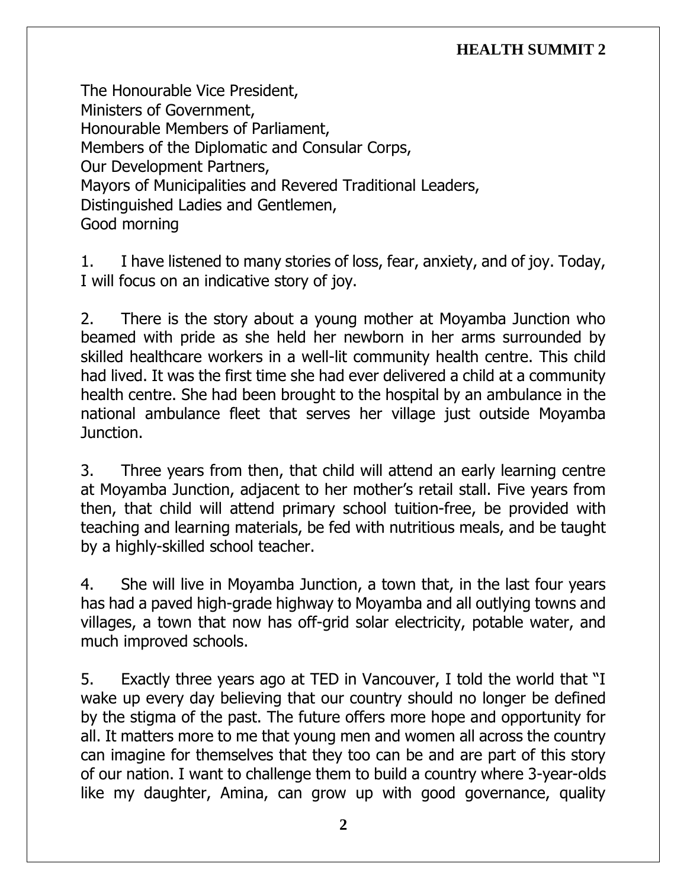The Honourable Vice President,
Ministers of Government,
Honourable Members of Parliament,
Members of the Diplomatic and Consular Corps,
Our Development Partners,
Mayors of Municipalities and Revered Traditional Leaders,
Distinguished Ladies and Gentlemen,
Good morning

1. I have listened to many stories of loss, fear, anxiety, and of joy. Today, I will focus on an indicative story of joy.

2. There is the story about a young mother at Moyamba Junction who beamed with pride as she held her newborn in her arms surrounded by skilled healthcare workers in a well-lit community health centre. This child had lived. It was the first time she had ever delivered a child at a community health centre. She had been brought to the hospital by an ambulance in the national ambulance fleet that serves her village just outside Moyamba Junction.

3. Three years from then, that child will attend an early learning centre at Moyamba Junction, adjacent to her mother's retail stall. Five years from then, that child will attend primary school tuition-free, be provided with teaching and learning materials, be fed with nutritious meals, and be taught by a highly-skilled school teacher.

4. She will live in Moyamba Junction, a town that, in the last four years has had a paved high-grade highway to Moyamba and all outlying towns and villages, a town that now has off-grid solar electricity, potable water, and much improved schools.

5. Exactly three years ago at TED in Vancouver, I told the world that "I wake up every day believing that our country should no longer be defined by the stigma of the past. The future offers more hope and opportunity for all. It matters more to me that young men and women all across the country can imagine for themselves that they too can be and are part of this story of our nation. I want to challenge them to build a country where 3-year-olds like my daughter, Amina, can grow up with good governance, quality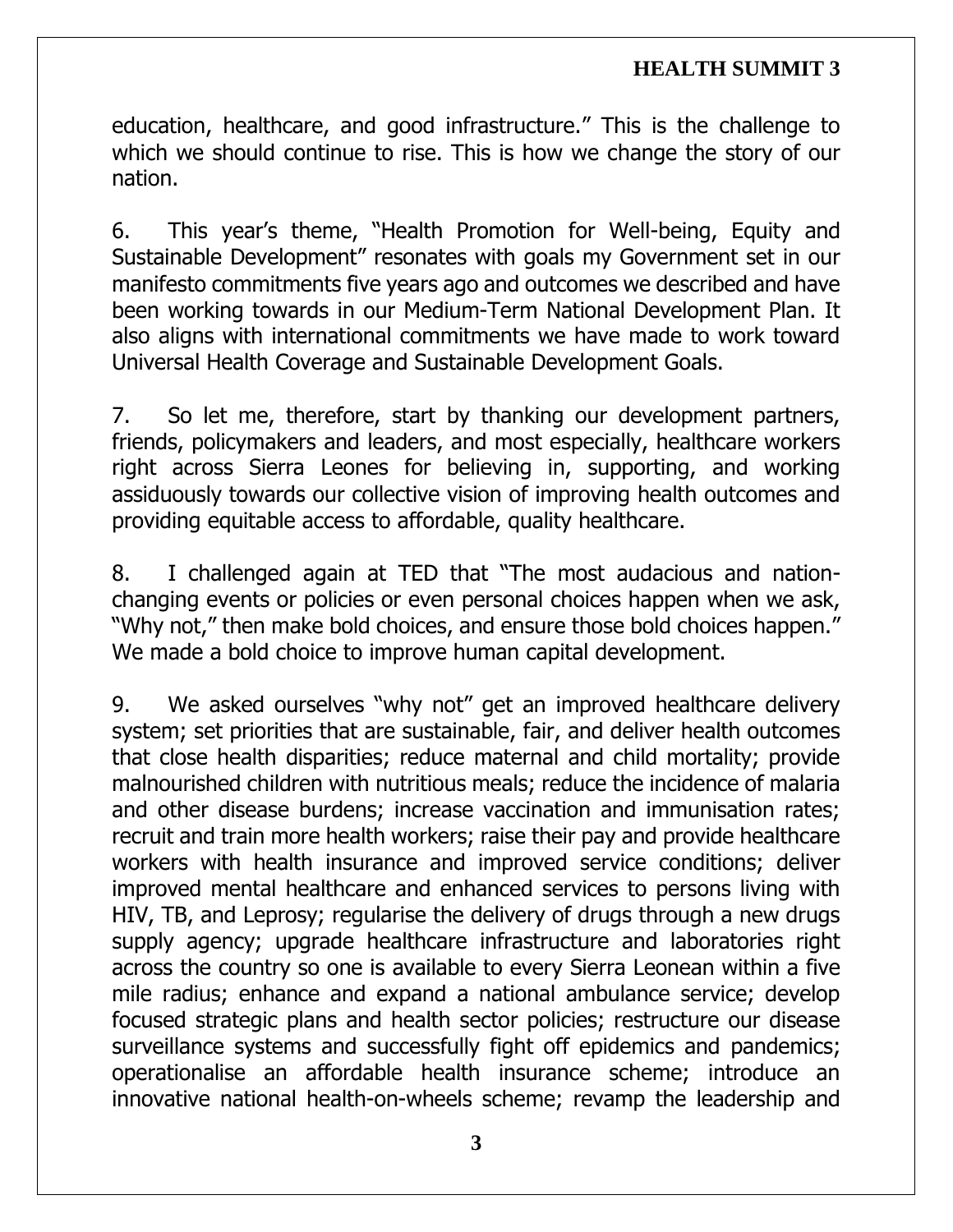education, healthcare, and good infrastructure." This is the challenge to which we should continue to rise. This is how we change the story of our nation.

6. This year's theme, "Health Promotion for Well-being, Equity and Sustainable Development" resonates with goals my Government set in our manifesto commitments five years ago and outcomes we described and have been working towards in our Medium-Term National Development Plan. It also aligns with international commitments we have made to work toward Universal Health Coverage and Sustainable Development Goals.

7. So let me, therefore, start by thanking our development partners, friends, policymakers and leaders, and most especially, healthcare workers right across Sierra Leones for believing in, supporting, and working assiduously towards our collective vision of improving health outcomes and providing equitable access to affordable, quality healthcare.

8. I challenged again at TED that "The most audacious and nation-changing events or policies or even personal choices happen when we ask, "Why not," then make bold choices, and ensure those bold choices happen." We made a bold choice to improve human capital development.

9. We asked ourselves "why not" get an improved healthcare delivery system; set priorities that are sustainable, fair, and deliver health outcomes that close health disparities; reduce maternal and child mortality; provide malnourished children with nutritious meals; reduce the incidence of malaria and other disease burdens; increase vaccination and immunisation rates; recruit and train more health workers; raise their pay and provide healthcare workers with health insurance and improved service conditions; deliver improved mental healthcare and enhanced services to persons living with HIV, TB, and Leprosy; regularise the delivery of drugs through a new drugs supply agency; upgrade healthcare infrastructure and laboratories right across the country so one is available to every Sierra Leonean within a five mile radius; enhance and expand a national ambulance service; develop focused strategic plans and health sector policies; restructure our disease surveillance systems and successfully fight off epidemics and pandemics; operationalise an affordable health insurance scheme; introduce an innovative national health-on-wheels scheme; revamp the leadership and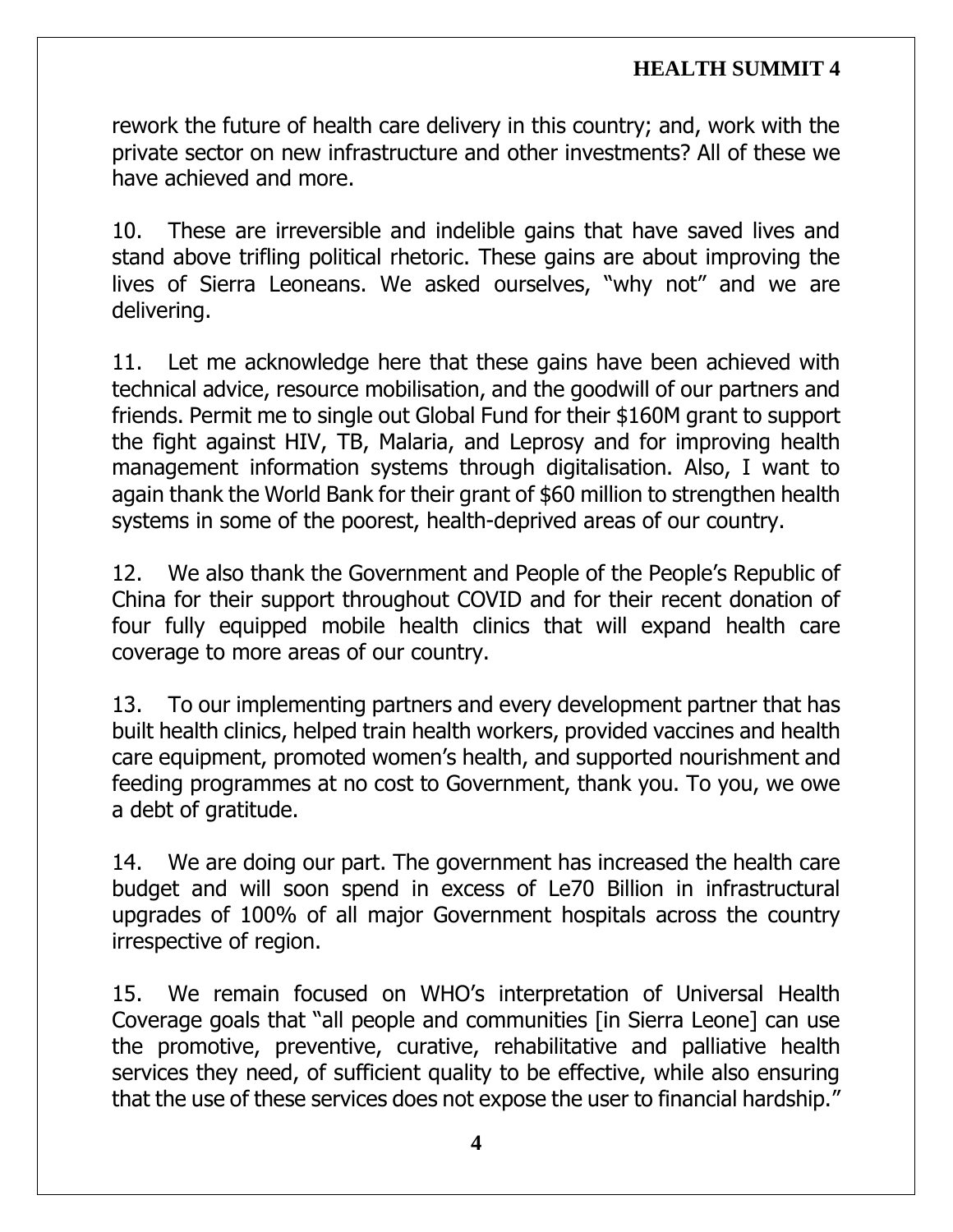rework the future of health care delivery in this country; and, work with the private sector on new infrastructure and other investments? All of these we have achieved and more.

10. These are irreversible and indelible gains that have saved lives and stand above trifling political rhetoric. These gains are about improving the lives of Sierra Leoneans. We asked ourselves, "why not" and we are delivering.

11. Let me acknowledge here that these gains have been achieved with technical advice, resource mobilisation, and the goodwill of our partners and friends. Permit me to single out Global Fund for their $160M grant to support the fight against HIV, TB, Malaria, and Leprosy and for improving health management information systems through digitalisation. Also, I want to again thank the World Bank for their grant of $60 million to strengthen health systems in some of the poorest, health-deprived areas of our country.

12. We also thank the Government and People of the People's Republic of China for their support throughout COVID and for their recent donation of four fully equipped mobile health clinics that will expand health care coverage to more areas of our country.

13. To our implementing partners and every development partner that has built health clinics, helped train health workers, provided vaccines and health care equipment, promoted women's health, and supported nourishment and feeding programmes at no cost to Government, thank you. To you, we owe a debt of gratitude.

14. We are doing our part. The government has increased the health care budget and will soon spend in excess of Le70 Billion in infrastructural upgrades of 100% of all major Government hospitals across the country irrespective of region.

15. We remain focused on WHO's interpretation of Universal Health Coverage goals that "all people and communities [in Sierra Leone] can use the promotive, preventive, curative, rehabilitative and palliative health services they need, of sufficient quality to be effective, while also ensuring that the use of these services does not expose the user to financial hardship."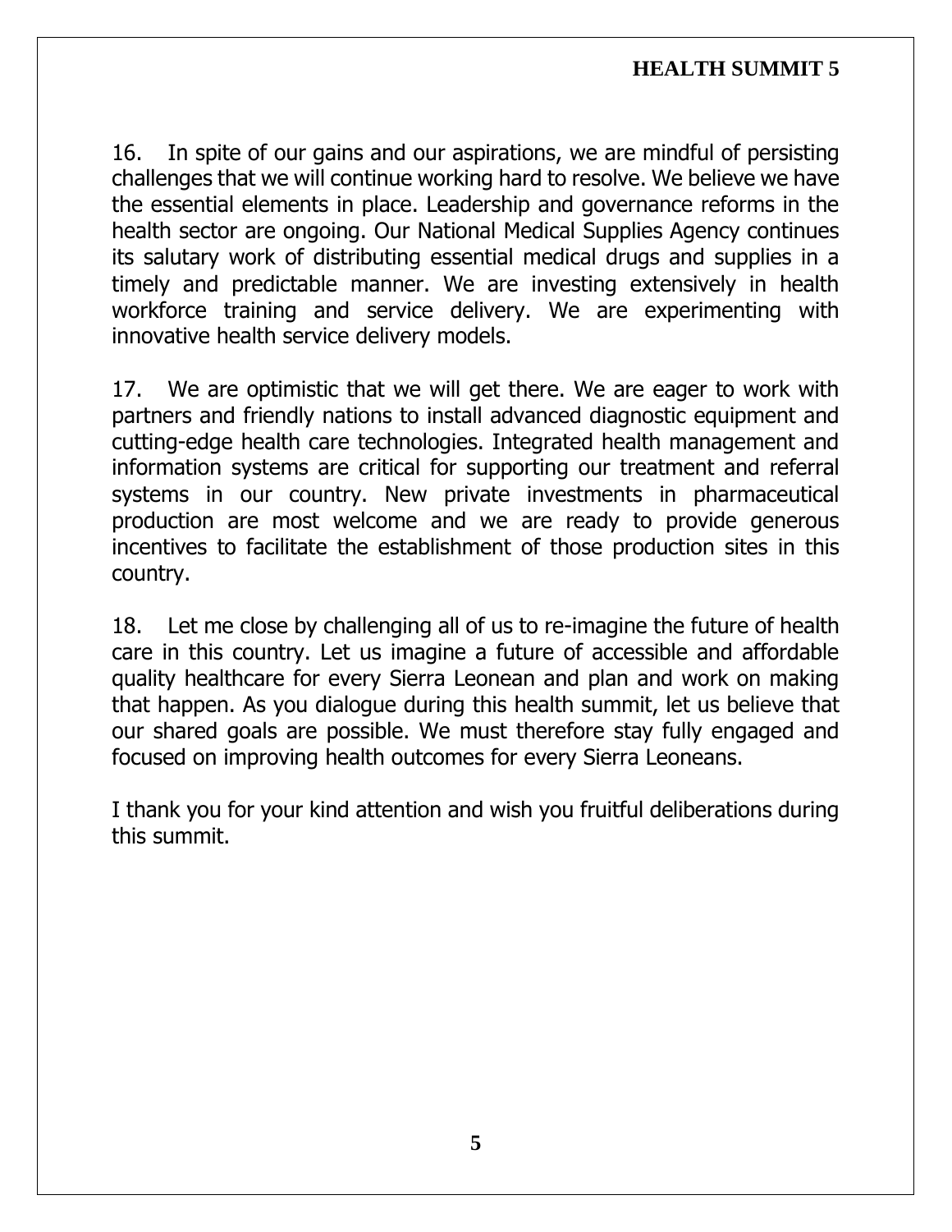16. In spite of our gains and our aspirations, we are mindful of persisting challenges that we will continue working hard to resolve. We believe we have the essential elements in place. Leadership and governance reforms in the health sector are ongoing. Our National Medical Supplies Agency continues its salutary work of distributing essential medical drugs and supplies in a timely and predictable manner. We are investing extensively in health workforce training and service delivery. We are experimenting with innovative health service delivery models.

17. We are optimistic that we will get there. We are eager to work with partners and friendly nations to install advanced diagnostic equipment and cutting-edge health care technologies. Integrated health management and information systems are critical for supporting our treatment and referral systems in our country. New private investments in pharmaceutical production are most welcome and we are ready to provide generous incentives to facilitate the establishment of those production sites in this country.

18. Let me close by challenging all of us to re-imagine the future of health care in this country. Let us imagine a future of accessible and affordable quality healthcare for every Sierra Leonean and plan and work on making that happen. As you dialogue during this health summit, let us believe that our shared goals are possible. We must therefore stay fully engaged and focused on improving health outcomes for every Sierra Leoneans.

I thank you for your kind attention and wish you fruitful deliberations during this summit.